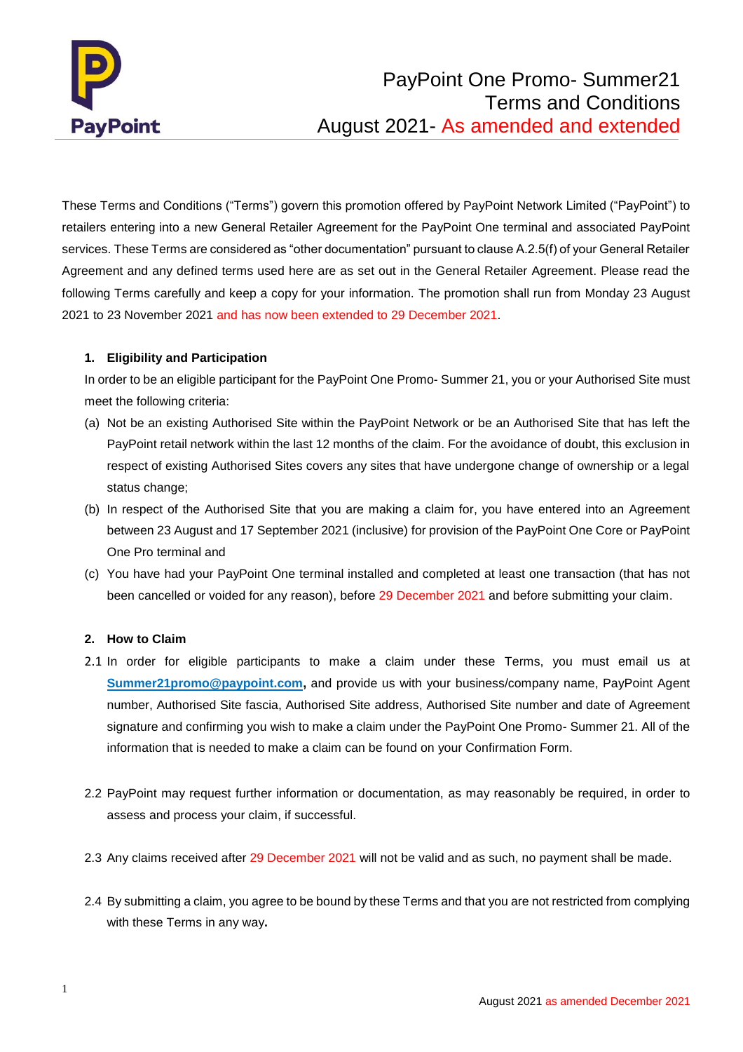# PayPoint One Promo- Summer21 Terms and Conditions August 2021- As amended and extended

These Terms and Conditions ("Terms") govern this promotion offered by PayPoint Network Limited ("PayPoint") to retailers entering into a new General Retailer Agreement for the PayPoint One terminal and associated PayPoint services. These Terms are considered as "other documentation" pursuant to clause A.2.5(f) of your General Retailer Agreement and any defined terms used here are as set out in the General Retailer Agreement. Please read the following Terms carefully and keep a copy for your information. The promotion shall run from Monday 23 August 2021 to 23 November 2021 and has now been extended to 29 December 2021.

## 1. Eligibility and Participation

In order to be an eligible participant for the PayPoint One Promo- Summer 21, you or your Authorised Site must meet the following criteria:

(a) Not be an existing Authorised Site within the PayPoint Network or be an Authorised Site that has left the PayPoint retail network within the last 12 months of the claim. For the avoidance of doubt, this exclusion in respect of existing Authorised Sites covers any sites that have undergone change of ownership or a legal status change;

(b) In respect of the Authorised Site that you are making a claim for, you have entered into an Agreement between 23 August and 17 September 2021 (inclusive) for provision of the PayPoint One Core or PayPoint One Pro terminal and

(c) You have had your PayPoint One terminal installed and completed at least one transaction (that has not been cancelled or voided for any reason), before 29 December 2021 and before submitting your claim.

## 2. How to Claim

2.1 In order for eligible participants to make a claim under these Terms, you must email us at **Summer21promo@paypoint.com**, and provide us with your business/company name, PayPoint Agent number, Authorised Site fascia, Authorised Site address, Authorised Site number and date of Agreement signature and confirming you wish to make a claim under the PayPoint One Promo- Summer 21. All of the information that is needed to make a claim can be found on your Confirmation Form.

2.2 PayPoint may request further information or documentation, as may reasonably be required, in order to assess and process your claim, if successful.

2.3 Any claims received after 29 December 2021 will not be valid and as such, no payment shall be made.

2.4 By submitting a claim, you agree to be bound by these Terms and that you are not restricted from complying with these Terms in any way.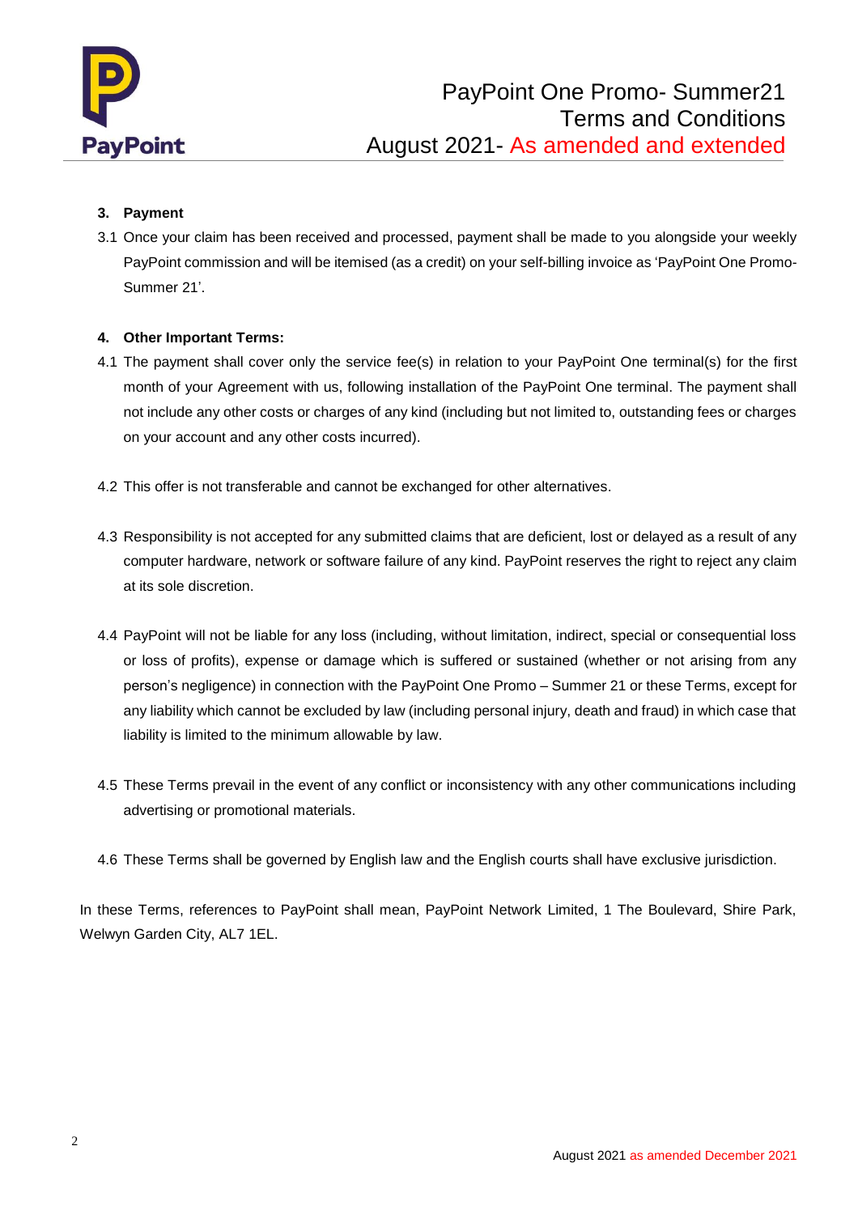### 3. Payment

3.1 Once your claim has been received and processed, payment shall be made to you alongside your weekly PayPoint commission and will be itemised (as a credit) on your self-billing invoice as 'PayPoint One Promo-Summer 21'.

### 4. Other Important Terms:

4.1 The payment shall cover only the service fee(s) in relation to your PayPoint One terminal(s) for the first month of your Agreement with us, following installation of the PayPoint One terminal. The payment shall not include any other costs or charges of any kind (including but not limited to, outstanding fees or charges on your account and any other costs incurred).

4.2 This offer is not transferable and cannot be exchanged for other alternatives.

4.3 Responsibility is not accepted for any submitted claims that are deficient, lost or delayed as a result of any computer hardware, network or software failure of any kind. PayPoint reserves the right to reject any claim at its sole discretion.

4.4 PayPoint will not be liable for any loss (including, without limitation, indirect, special or consequential loss or loss of profits), expense or damage which is suffered or sustained (whether or not arising from any person's negligence) in connection with the PayPoint One Promo – Summer 21 or these Terms, except for any liability which cannot be excluded by law (including personal injury, death and fraud) in which case that liability is limited to the minimum allowable by law.

4.5 These Terms prevail in the event of any conflict or inconsistency with any other communications including advertising or promotional materials.

4.6 These Terms shall be governed by English law and the English courts shall have exclusive jurisdiction.

In these Terms, references to PayPoint shall mean, PayPoint Network Limited, 1 The Boulevard, Shire Park, Welwyn Garden City, AL7 1EL.